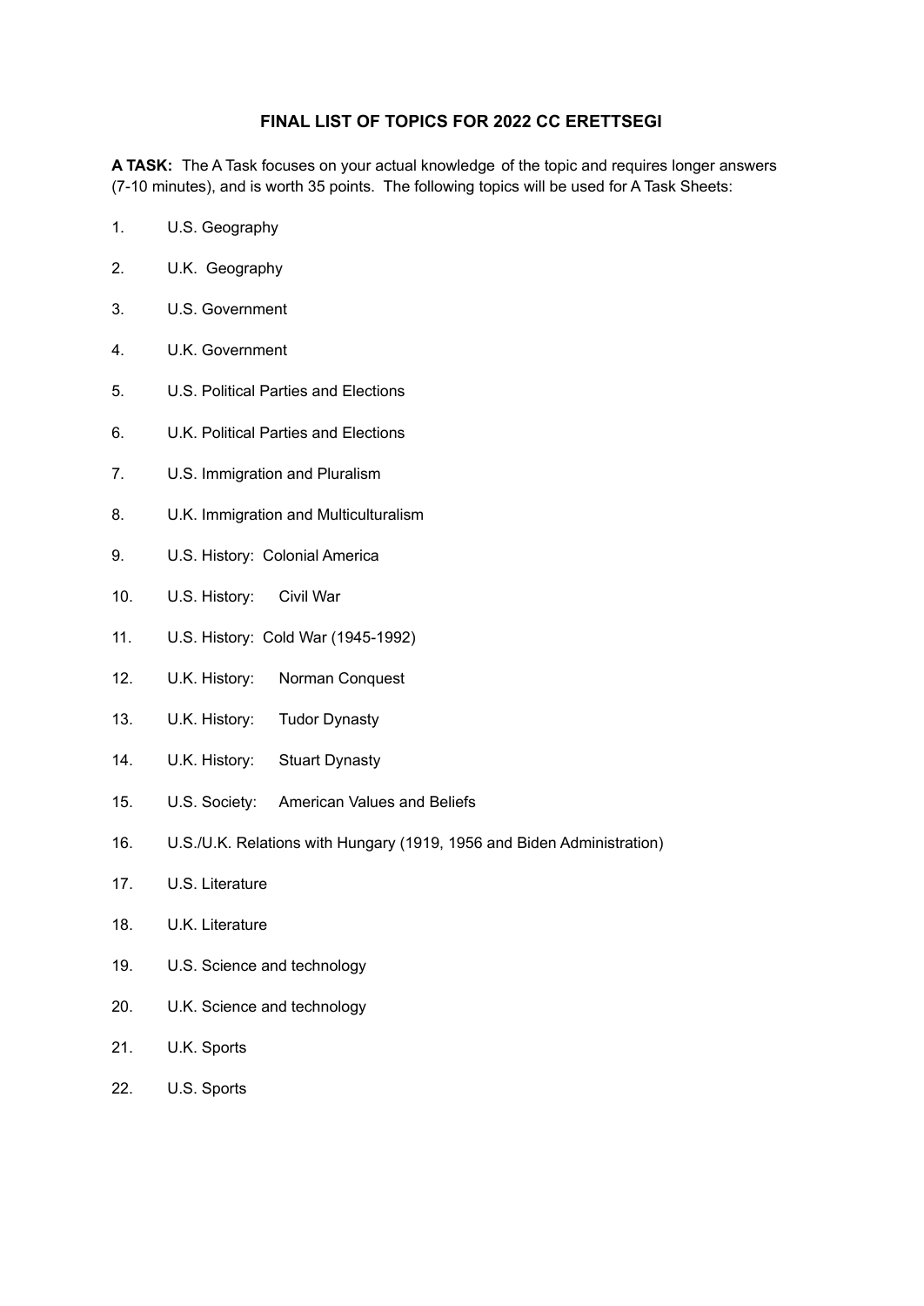# FINAL LIST OF TOPICS FOR 2022 CC ERETTSEGI

**A TASK:** The A Task focuses on your actual knowledge of the topic and requires longer answers (7-10 minutes), and is worth 35 points. The following topics will be used for A Task Sheets:

1. U.S. Geography
2. U.K. Geography
3. U.S. Government
4. U.K. Government
5. U.S. Political Parties and Elections
6. U.K. Political Parties and Elections
7. U.S. Immigration and Pluralism
8. U.K. Immigration and Multiculturalism
9. U.S. History: Colonial America
10. U.S. History: Civil War
11. U.S. History: Cold War (1945-1992)
12. U.K. History: Norman Conquest
13. U.K. History: Tudor Dynasty
14. U.K. History: Stuart Dynasty
15. U.S. Society: American Values and Beliefs
16. U.S./U.K. Relations with Hungary (1919, 1956 and Biden Administration)
17. U.S. Literature
18. U.K. Literature
19. U.S. Science and technology
20. U.K. Science and technology
21. U.K. Sports
22. U.S. Sports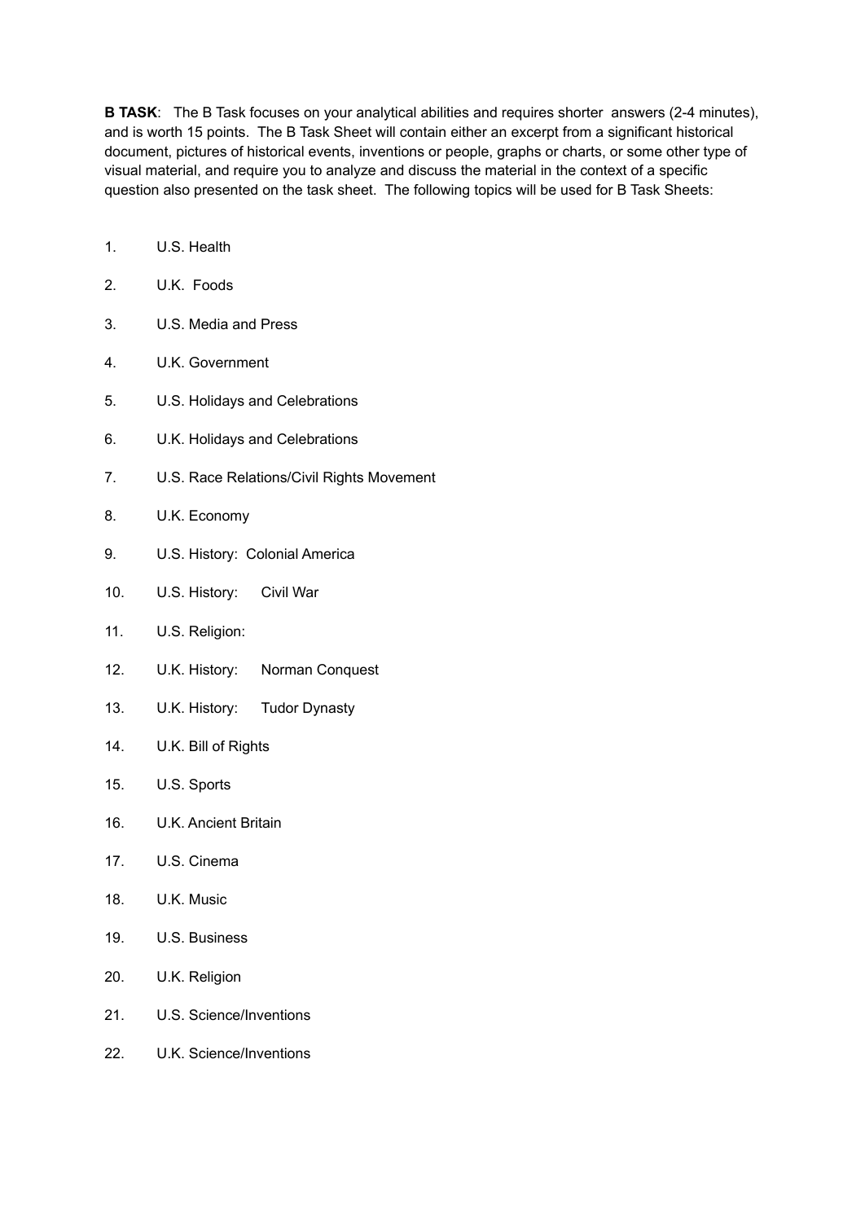**B TASK**: The B Task focuses on your analytical abilities and requires shorter answers (2-4 minutes), and is worth 15 points. The B Task Sheet will contain either an excerpt from a significant historical document, pictures of historical events, inventions or people, graphs or charts, or some other type of visual material, and require you to analyze and discuss the material in the context of a specific question also presented on the task sheet. The following topics will be used for B Task Sheets:

1. U.S. Health
2. U.K. Foods
3. U.S. Media and Press
4. U.K. Government
5. U.S. Holidays and Celebrations
6. U.K. Holidays and Celebrations
7. U.S. Race Relations/Civil Rights Movement
8. U.K. Economy
9. U.S. History: Colonial America
10. U.S. History: Civil War
11. U.S. Religion:
12. U.K. History: Norman Conquest
13. U.K. History: Tudor Dynasty
14. U.K. Bill of Rights
15. U.S. Sports
16. U.K. Ancient Britain
17. U.S. Cinema
18. U.K. Music
19. U.S. Business
20. U.K. Religion
21. U.S. Science/Inventions
22. U.K. Science/Inventions